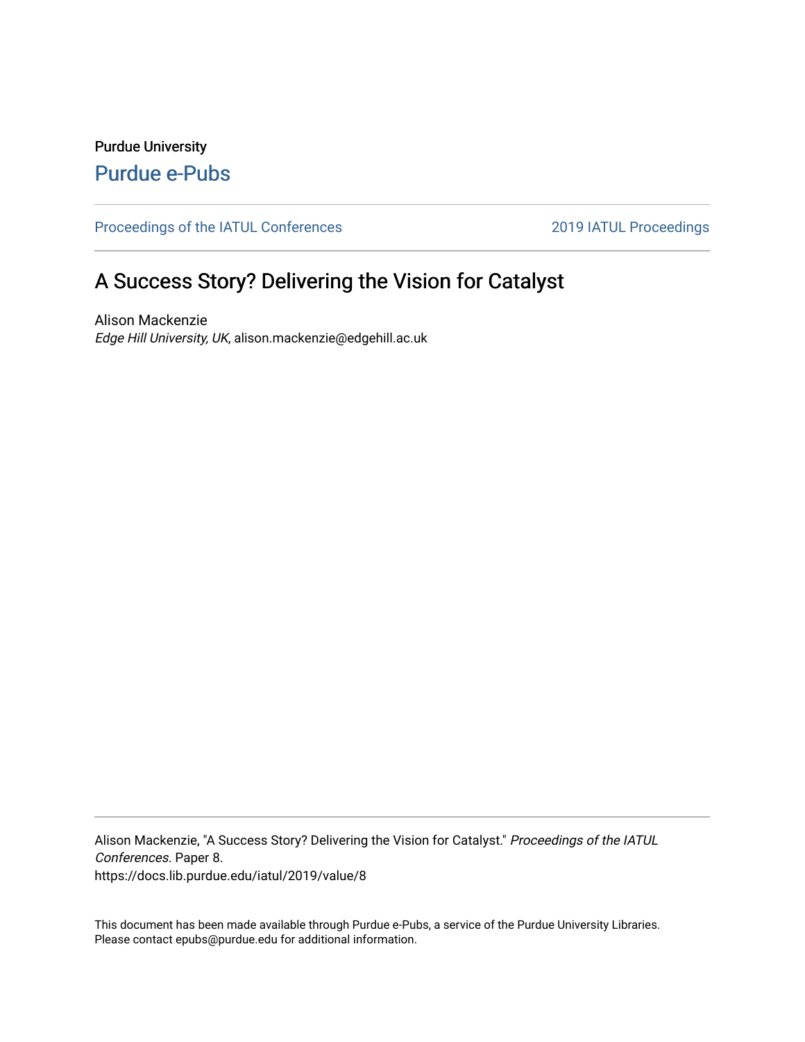Purdue University

Purdue e-Pubs

Proceedings of the IATUL Conferences

2019 IATUL Proceedings

# A Success Story? Delivering the Vision for Catalyst

Alison Mackenzie

*Edge Hill University, UK*, alison.mackenzie@edgehill.ac.uk

Alison Mackenzie, "A Success Story? Delivering the Vision for Catalyst." *Proceedings of the IATUL Conferences.* Paper 8.
https://docs.lib.purdue.edu/iatul/2019/value/8

This document has been made available through Purdue e-Pubs, a service of the Purdue University Libraries. Please contact epubs@purdue.edu for additional information.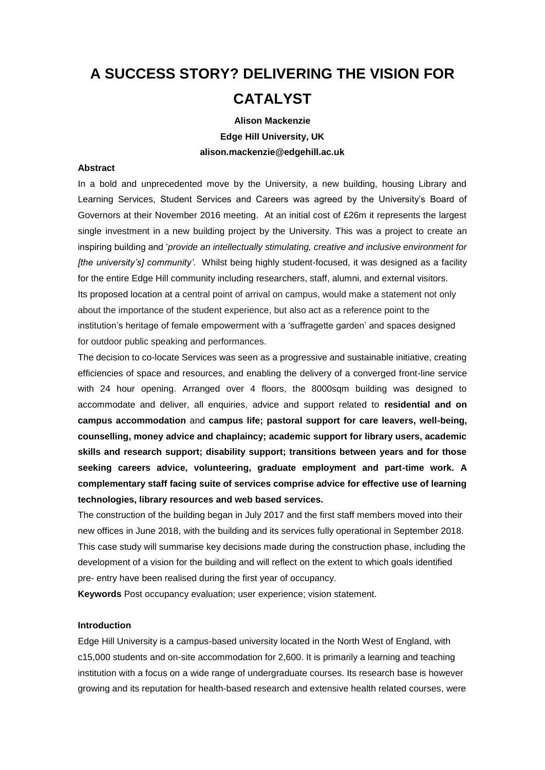# A SUCCESS STORY? DELIVERING THE VISION FOR CATALYST

**Alison Mackenzie**
**Edge Hill University, UK**
**alison.mackenzie@edgehill.ac.uk**

**Abstract**

In a bold and unprecedented move by the University, a new building, housing Library and Learning Services, Student Services and Careers was agreed by the University's Board of Governors at their November 2016 meeting. At an initial cost of £26m it represents the largest single investment in a new building project by the University. This was a project to create an inspiring building and '*provide an intellectually stimulating, creative and inclusive environment for [the university's] community'*. Whilst being highly student-focused, it was designed as a facility for the entire Edge Hill community including researchers, staff, alumni, and external visitors. Its proposed location at a central point of arrival on campus, would make a statement not only about the importance of the student experience, but also act as a reference point to the institution's heritage of female empowerment with a 'suffragette garden' and spaces designed for outdoor public speaking and performances.

The decision to co-locate Services was seen as a progressive and sustainable initiative, creating efficiencies of space and resources, and enabling the delivery of a converged front-line service with 24 hour opening. Arranged over 4 floors, the 8000sqm building was designed to accommodate and deliver, all enquiries, advice and support related to **residential and on campus accommodation** and **campus life; pastoral support for care leavers, well-being, counselling, money advice and chaplaincy; academic support for library users, academic skills and research support; disability support; transitions between years and for those seeking careers advice, volunteering, graduate employment and part-time work. A complementary staff facing suite of services comprise advice for effective use of learning technologies, library resources and web based services.**

The construction of the building began in July 2017 and the first staff members moved into their new offices in June 2018, with the building and its services fully operational in September 2018. This case study will summarise key decisions made during the construction phase, including the development of a vision for the building and will reflect on the extent to which goals identified pre- entry have been realised during the first year of occupancy.

**Keywords** Post occupancy evaluation; user experience; vision statement.

**Introduction**

Edge Hill University is a campus-based university located in the North West of England, with c15,000 students and on-site accommodation for 2,600. It is primarily a learning and teaching institution with a focus on a wide range of undergraduate courses. Its research base is however growing and its reputation for health-based research and extensive health related courses, were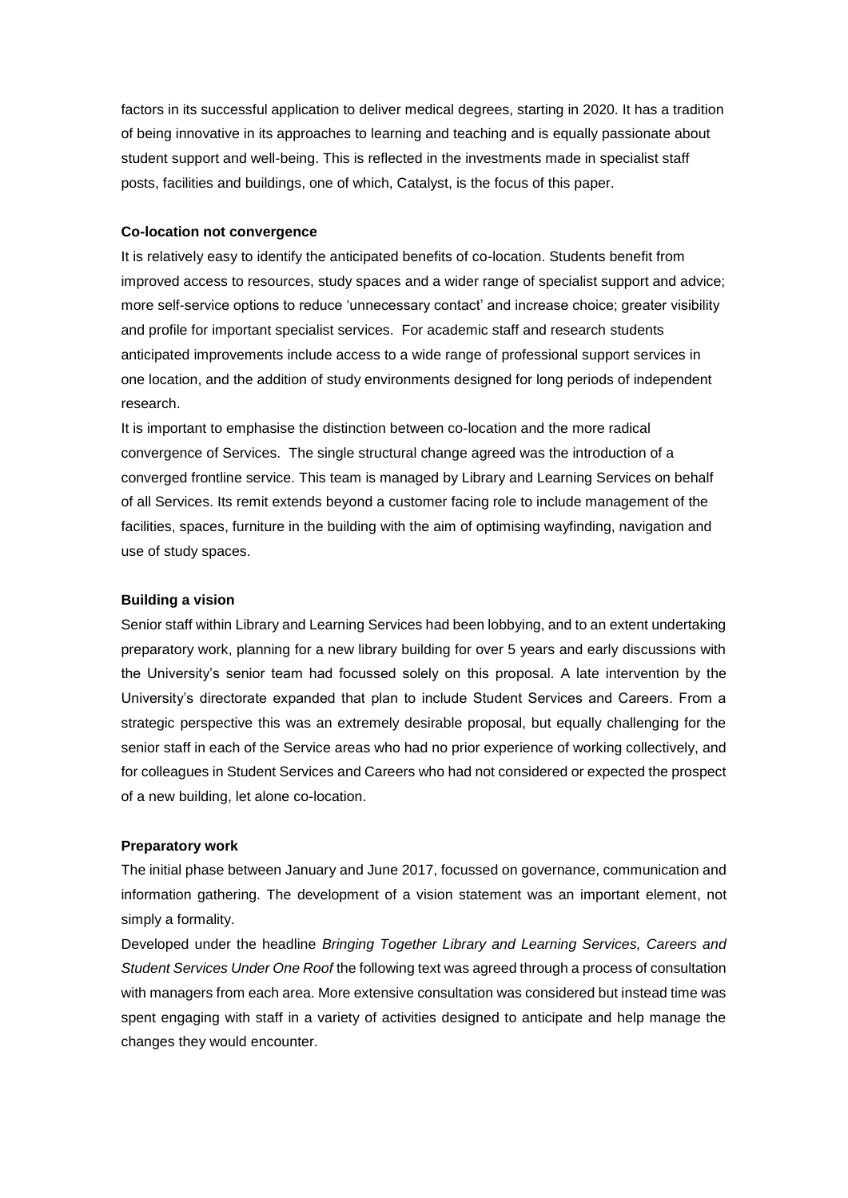factors in its successful application to deliver medical degrees, starting in 2020. It has a tradition of being innovative in its approaches to learning and teaching and is equally passionate about student support and well-being. This is reflected in the investments made in specialist staff posts, facilities and buildings, one of which, Catalyst, is the focus of this paper.

**Co-location not convergence**

It is relatively easy to identify the anticipated benefits of co-location. Students benefit from improved access to resources, study spaces and a wider range of specialist support and advice; more self-service options to reduce 'unnecessary contact' and increase choice; greater visibility and profile for important specialist services. For academic staff and research students anticipated improvements include access to a wide range of professional support services in one location, and the addition of study environments designed for long periods of independent research.

It is important to emphasise the distinction between co-location and the more radical convergence of Services. The single structural change agreed was the introduction of a converged frontline service. This team is managed by Library and Learning Services on behalf of all Services. Its remit extends beyond a customer facing role to include management of the facilities, spaces, furniture in the building with the aim of optimising wayfinding, navigation and use of study spaces.

**Building a vision**

Senior staff within Library and Learning Services had been lobbying, and to an extent undertaking preparatory work, planning for a new library building for over 5 years and early discussions with the University's senior team had focussed solely on this proposal. A late intervention by the University's directorate expanded that plan to include Student Services and Careers. From a strategic perspective this was an extremely desirable proposal, but equally challenging for the senior staff in each of the Service areas who had no prior experience of working collectively, and for colleagues in Student Services and Careers who had not considered or expected the prospect of a new building, let alone co-location.

**Preparatory work**

The initial phase between January and June 2017, focussed on governance, communication and information gathering. The development of a vision statement was an important element, not simply a formality.

Developed under the headline *Bringing Together Library and Learning Services, Careers and Student Services Under One Roof* the following text was agreed through a process of consultation with managers from each area. More extensive consultation was considered but instead time was spent engaging with staff in a variety of activities designed to anticipate and help manage the changes they would encounter.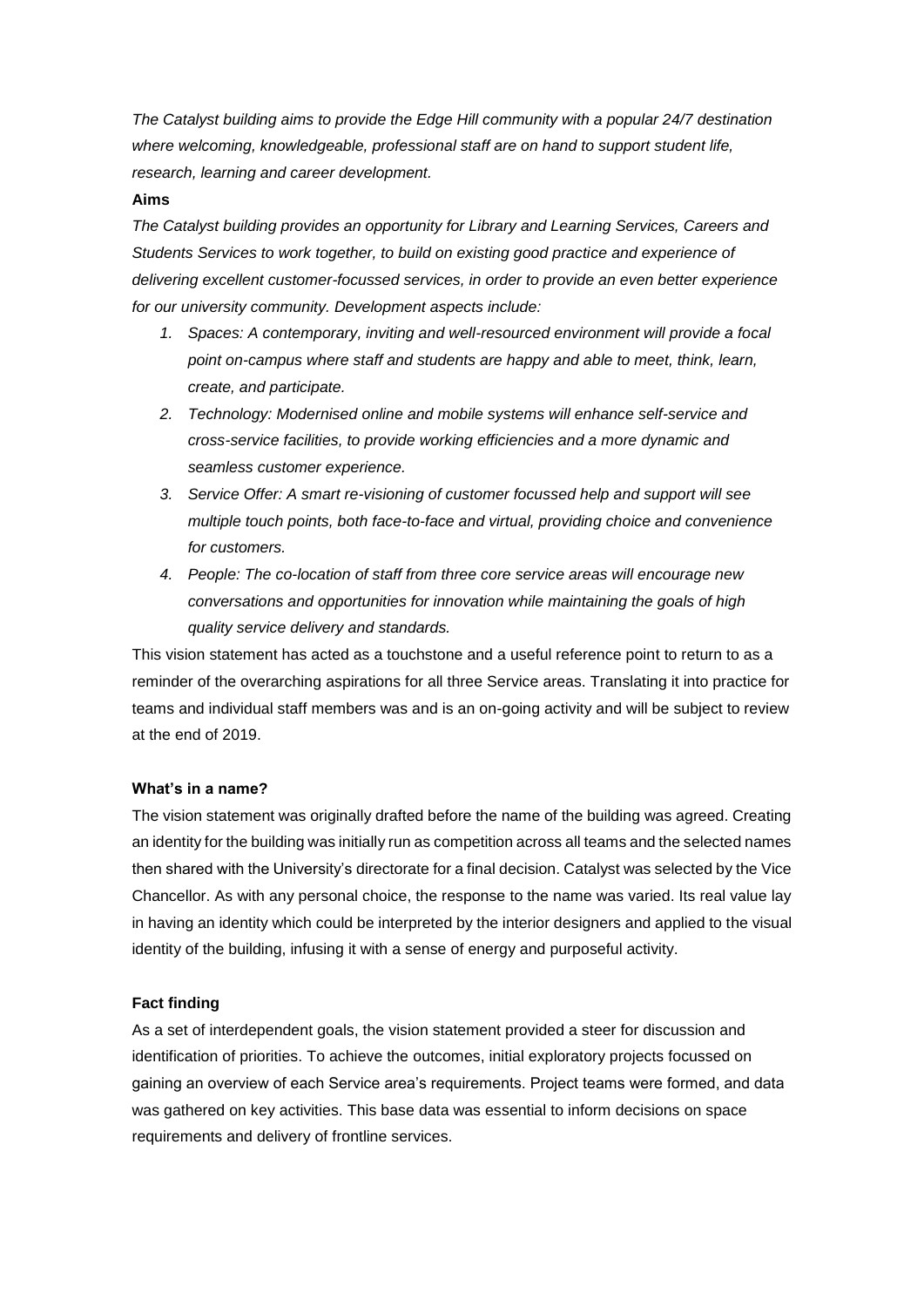*The Catalyst building aims to provide the Edge Hill community with a popular 24/7 destination where welcoming, knowledgeable, professional staff are on hand to support student life, research, learning and career development.*

**Aims**

*The Catalyst building provides an opportunity for Library and Learning Services, Careers and Students Services to work together, to build on existing good practice and experience of delivering excellent customer-focussed services, in order to provide an even better experience for our university community. Development aspects include:*

1. *Spaces: A contemporary, inviting and well-resourced environment will provide a focal point on-campus where staff and students are happy and able to meet, think, learn, create, and participate.*
2. *Technology: Modernised online and mobile systems will enhance self-service and cross-service facilities, to provide working efficiencies and a more dynamic and seamless customer experience.*
3. *Service Offer: A smart re-visioning of customer focussed help and support will see multiple touch points, both face-to-face and virtual, providing choice and convenience for customers.*
4. *People: The co-location of staff from three core service areas will encourage new conversations and opportunities for innovation while maintaining the goals of high quality service delivery and standards.*

This vision statement has acted as a touchstone and a useful reference point to return to as a reminder of the overarching aspirations for all three Service areas. Translating it into practice for teams and individual staff members was and is an on-going activity and will be subject to review at the end of 2019.

**What's in a name?**

The vision statement was originally drafted before the name of the building was agreed. Creating an identity for the building was initially run as competition across all teams and the selected names then shared with the University's directorate for a final decision. Catalyst was selected by the Vice Chancellor. As with any personal choice, the response to the name was varied. Its real value lay in having an identity which could be interpreted by the interior designers and applied to the visual identity of the building, infusing it with a sense of energy and purposeful activity.

**Fact finding**

As a set of interdependent goals, the vision statement provided a steer for discussion and identification of priorities. To achieve the outcomes, initial exploratory projects focussed on gaining an overview of each Service area's requirements. Project teams were formed, and data was gathered on key activities. This base data was essential to inform decisions on space requirements and delivery of frontline services.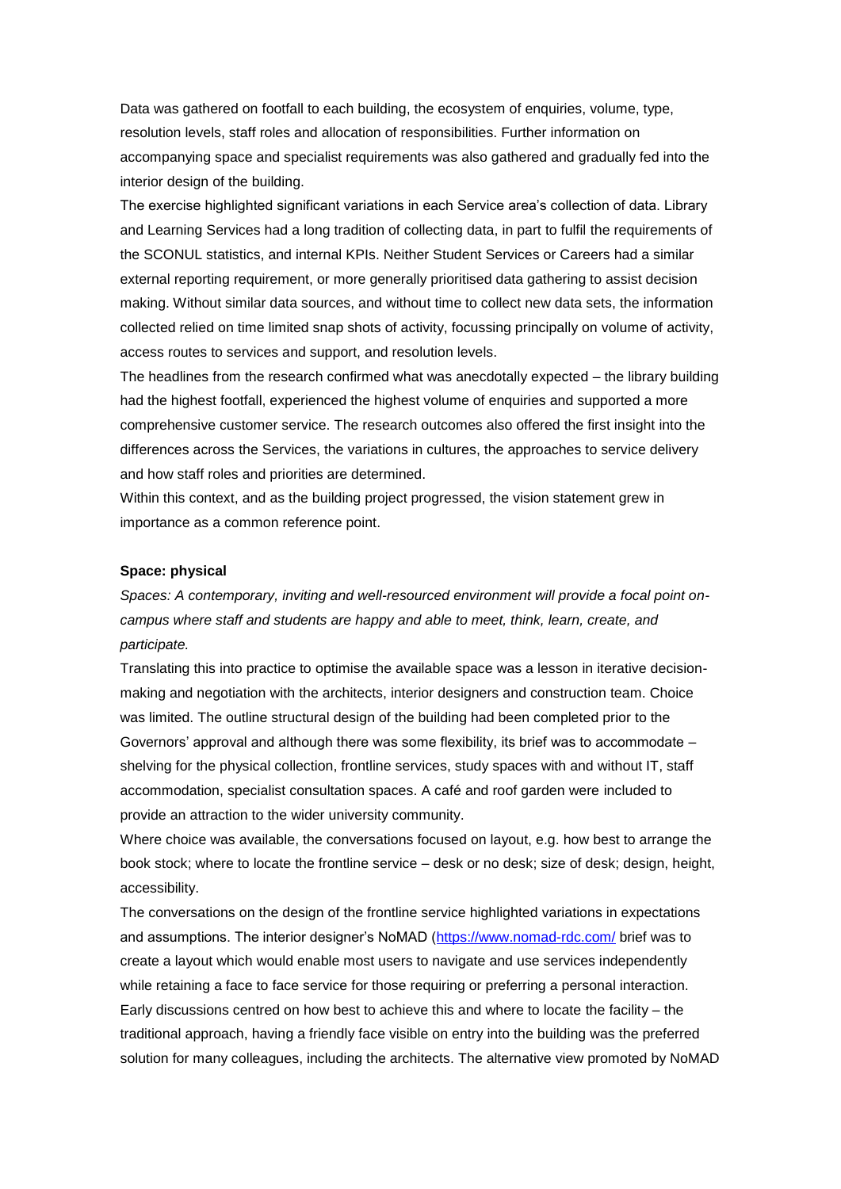Data was gathered on footfall to each building, the ecosystem of enquiries, volume, type, resolution levels, staff roles and allocation of responsibilities. Further information on accompanying space and specialist requirements was also gathered and gradually fed into the interior design of the building.

The exercise highlighted significant variations in each Service area's collection of data. Library and Learning Services had a long tradition of collecting data, in part to fulfil the requirements of the SCONUL statistics, and internal KPIs. Neither Student Services or Careers had a similar external reporting requirement, or more generally prioritised data gathering to assist decision making. Without similar data sources, and without time to collect new data sets, the information collected relied on time limited snap shots of activity, focussing principally on volume of activity, access routes to services and support, and resolution levels.

The headlines from the research confirmed what was anecdotally expected – the library building had the highest footfall, experienced the highest volume of enquiries and supported a more comprehensive customer service. The research outcomes also offered the first insight into the differences across the Services, the variations in cultures, the approaches to service delivery and how staff roles and priorities are determined.

Within this context, and as the building project progressed, the vision statement grew in importance as a common reference point.

**Space: physical**

*Spaces: A contemporary, inviting and well-resourced environment will provide a focal point on-campus where staff and students are happy and able to meet, think, learn, create, and participate.*

Translating this into practice to optimise the available space was a lesson in iterative decision-making and negotiation with the architects, interior designers and construction team. Choice was limited. The outline structural design of the building had been completed prior to the Governors' approval and although there was some flexibility, its brief was to accommodate – shelving for the physical collection, frontline services, study spaces with and without IT, staff accommodation, specialist consultation spaces. A café and roof garden were included to provide an attraction to the wider university community.

Where choice was available, the conversations focused on layout, e.g. how best to arrange the book stock; where to locate the frontline service – desk or no desk; size of desk; design, height, accessibility.

The conversations on the design of the frontline service highlighted variations in expectations and assumptions. The interior designer's NoMAD (https://www.nomad-rdc.com/ brief was to create a layout which would enable most users to navigate and use services independently while retaining a face to face service for those requiring or preferring a personal interaction. Early discussions centred on how best to achieve this and where to locate the facility – the traditional approach, having a friendly face visible on entry into the building was the preferred solution for many colleagues, including the architects. The alternative view promoted by NoMAD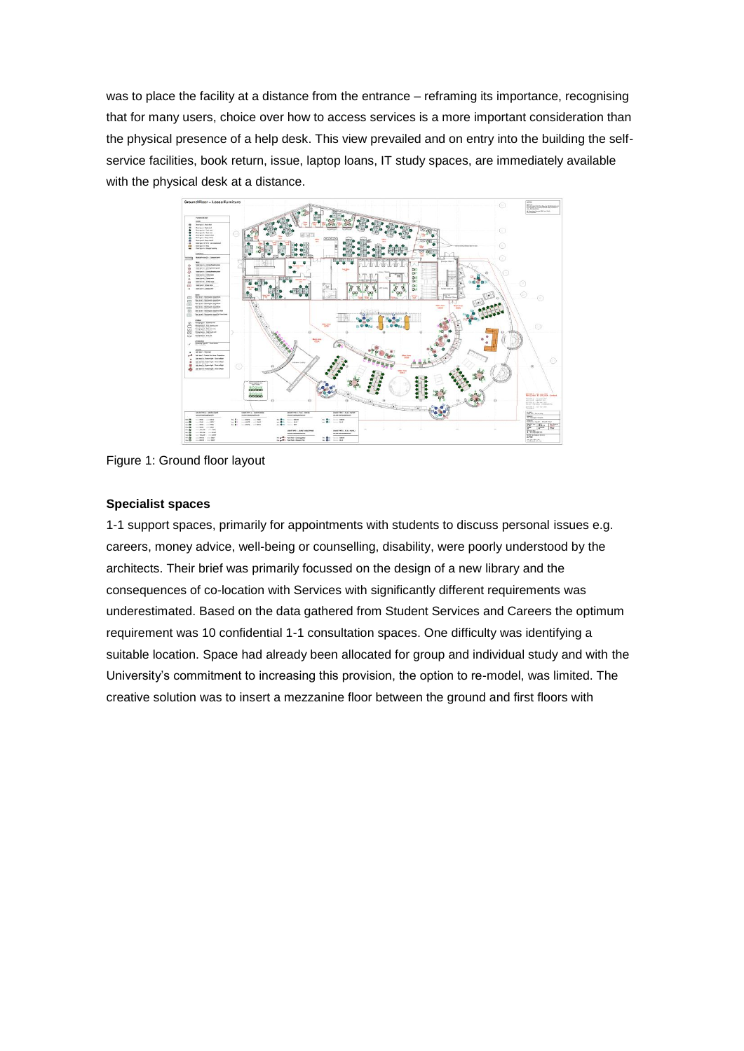was to place the facility at a distance from the entrance – reframing its importance, recognising that for many users, choice over how to access services is a more important consideration than the physical presence of a help desk. This view prevailed and on entry into the building the self-service facilities, book return, issue, laptop loans, IT study spaces, are immediately available with the physical desk at a distance.

Figure 1: Ground floor layout

**Specialist spaces**

1-1 support spaces, primarily for appointments with students to discuss personal issues e.g. careers, money advice, well-being or counselling, disability, were poorly understood by the architects. Their brief was primarily focussed on the design of a new library and the consequences of co-location with Services with significantly different requirements was underestimated. Based on the data gathered from Student Services and Careers the optimum requirement was 10 confidential 1-1 consultation spaces. One difficulty was identifying a suitable location. Space had already been allocated for group and individual study and with the University's commitment to increasing this provision, the option to re-model, was limited. The creative solution was to insert a mezzanine floor between the ground and first floors with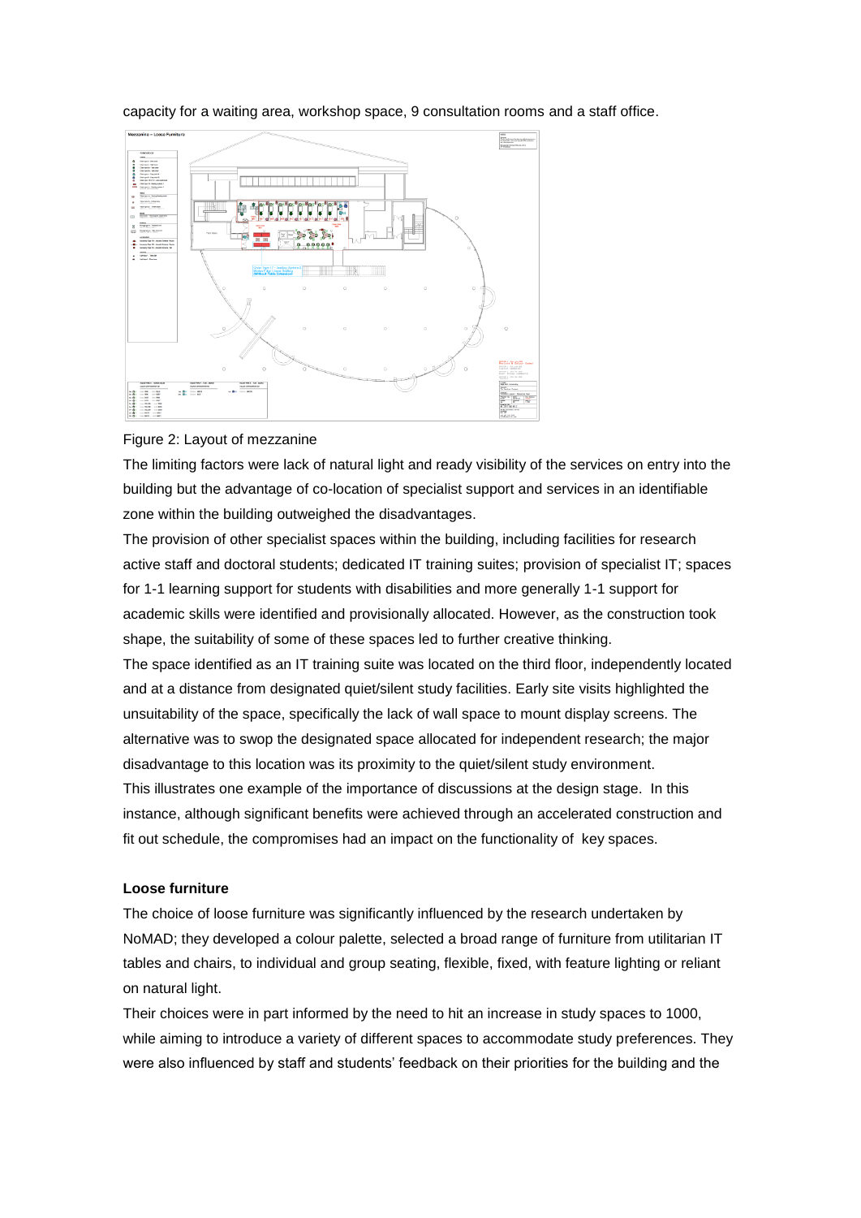capacity for a waiting area, workshop space, 9 consultation rooms and a staff office.

Figure 2: Layout of mezzanine

The limiting factors were lack of natural light and ready visibility of the services on entry into the building but the advantage of co-location of specialist support and services in an identifiable zone within the building outweighed the disadvantages.

The provision of other specialist spaces within the building, including facilities for research active staff and doctoral students; dedicated IT training suites; provision of specialist IT; spaces for 1-1 learning support for students with disabilities and more generally 1-1 support for academic skills were identified and provisionally allocated. However, as the construction took shape, the suitability of some of these spaces led to further creative thinking.

The space identified as an IT training suite was located on the third floor, independently located and at a distance from designated quiet/silent study facilities. Early site visits highlighted the unsuitability of the space, specifically the lack of wall space to mount display screens. The alternative was to swop the designated space allocated for independent research; the major disadvantage to this location was its proximity to the quiet/silent study environment.

This illustrates one example of the importance of discussions at the design stage. In this instance, although significant benefits were achieved through an accelerated construction and fit out schedule, the compromises had an impact on the functionality of key spaces.

**Loose furniture**

The choice of loose furniture was significantly influenced by the research undertaken by NoMAD; they developed a colour palette, selected a broad range of furniture from utilitarian IT tables and chairs, to individual and group seating, flexible, fixed, with feature lighting or reliant on natural light.

Their choices were in part informed by the need to hit an increase in study spaces to 1000, while aiming to introduce a variety of different spaces to accommodate study preferences. They were also influenced by staff and students' feedback on their priorities for the building and the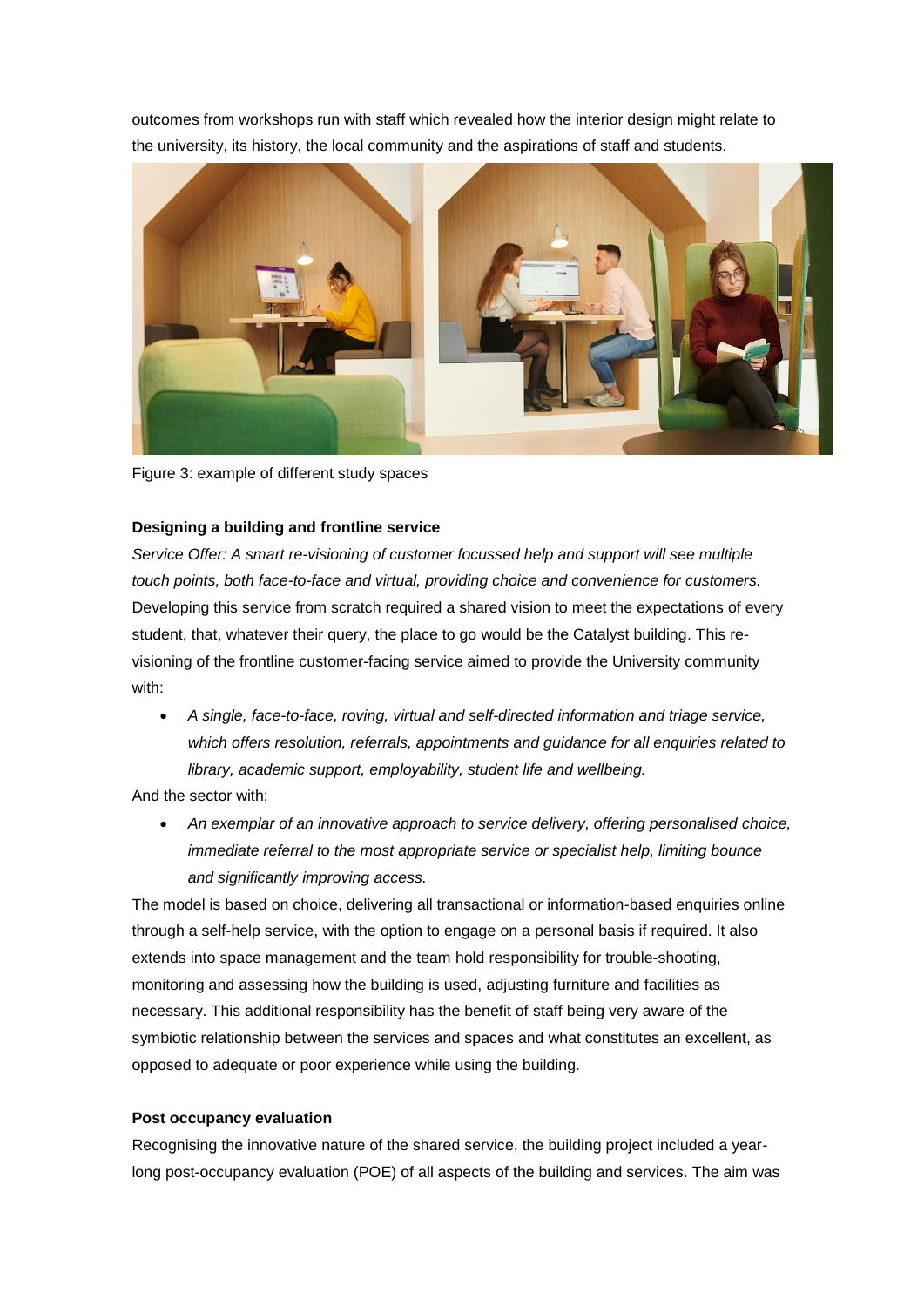outcomes from workshops run with staff which revealed how the interior design might relate to the university, its history, the local community and the aspirations of staff and students.

Figure 3: example of different study spaces

**Designing a building and frontline service**

*Service Offer: A smart re-visioning of customer focussed help and support will see multiple touch points, both face-to-face and virtual, providing choice and convenience for customers.* Developing this service from scratch required a shared vision to meet the expectations of every student, that, whatever their query, the place to go would be the Catalyst building. This re-visioning of the frontline customer-facing service aimed to provide the University community with:

- *A single, face-to-face, roving, virtual and self-directed information and triage service, which offers resolution, referrals, appointments and guidance for all enquiries related to library, academic support, employability, student life and wellbeing.*

And the sector with:

- *An exemplar of an innovative approach to service delivery, offering personalised choice, immediate referral to the most appropriate service or specialist help, limiting bounce and significantly improving access.*

The model is based on choice, delivering all transactional or information-based enquiries online through a self-help service, with the option to engage on a personal basis if required. It also extends into space management and the team hold responsibility for trouble-shooting, monitoring and assessing how the building is used, adjusting furniture and facilities as necessary. This additional responsibility has the benefit of staff being very aware of the symbiotic relationship between the services and spaces and what constitutes an excellent, as opposed to adequate or poor experience while using the building.

**Post occupancy evaluation**

Recognising the innovative nature of the shared service, the building project included a year-long post-occupancy evaluation (POE) of all aspects of the building and services. The aim was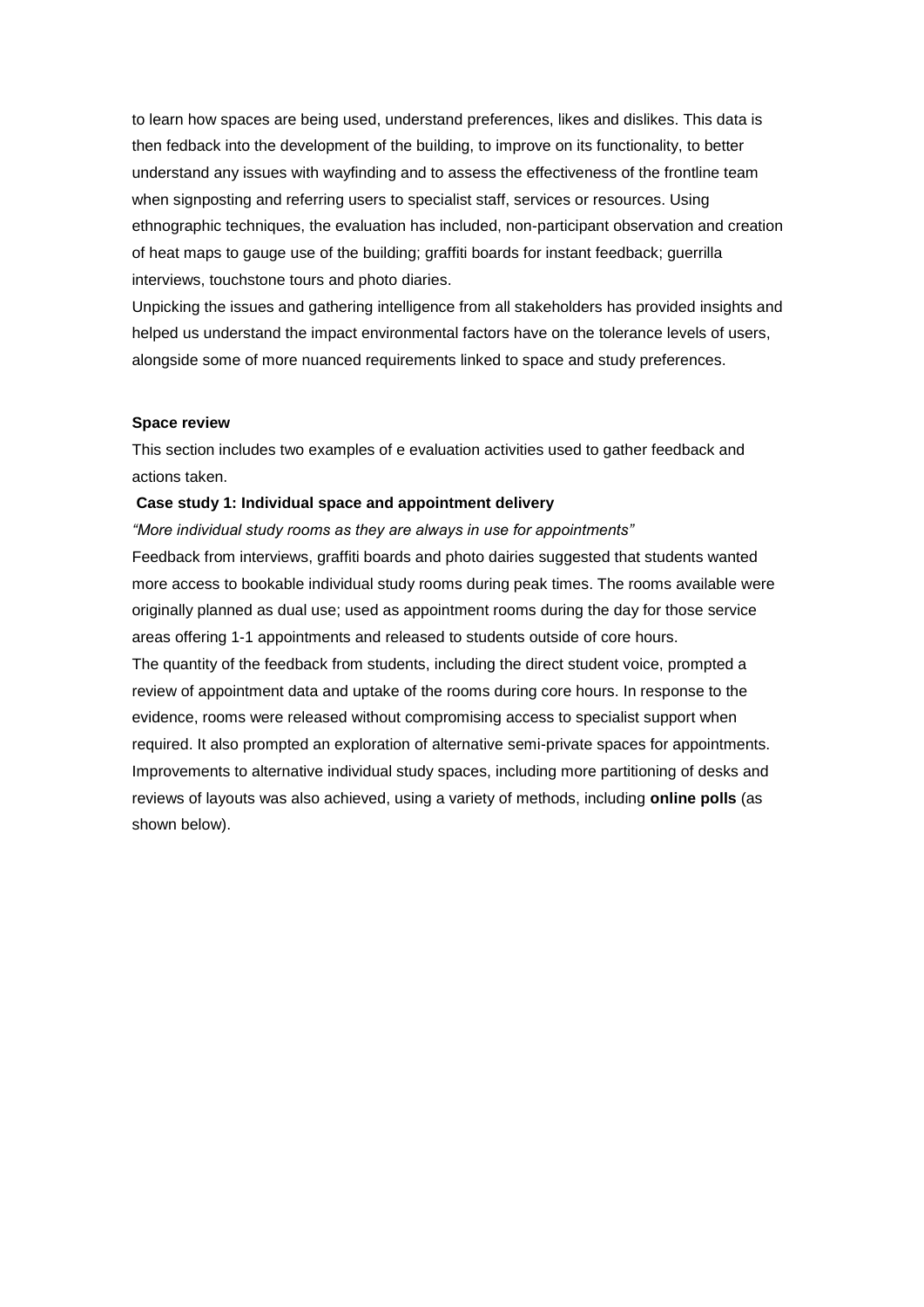to learn how spaces are being used, understand preferences, likes and dislikes. This data is then fedback into the development of the building, to improve on its functionality, to better understand any issues with wayfinding and to assess the effectiveness of the frontline team when signposting and referring users to specialist staff, services or resources. Using ethnographic techniques, the evaluation has included, non-participant observation and creation of heat maps to gauge use of the building; graffiti boards for instant feedback; guerrilla interviews, touchstone tours and photo diaries.

Unpicking the issues and gathering intelligence from all stakeholders has provided insights and helped us understand the impact environmental factors have on the tolerance levels of users, alongside some of more nuanced requirements linked to space and study preferences.

**Space review**

This section includes two examples of e evaluation activities used to gather feedback and actions taken.

**Case study 1: Individual space and appointment delivery**

*"More individual study rooms as they are always in use for appointments"*

Feedback from interviews, graffiti boards and photo dairies suggested that students wanted more access to bookable individual study rooms during peak times. The rooms available were originally planned as dual use; used as appointment rooms during the day for those service areas offering 1-1 appointments and released to students outside of core hours.

The quantity of the feedback from students, including the direct student voice, prompted a review of appointment data and uptake of the rooms during core hours. In response to the evidence, rooms were released without compromising access to specialist support when required. It also prompted an exploration of alternative semi-private spaces for appointments. Improvements to alternative individual study spaces, including more partitioning of desks and reviews of layouts was also achieved, using a variety of methods, including **online polls** (as shown below).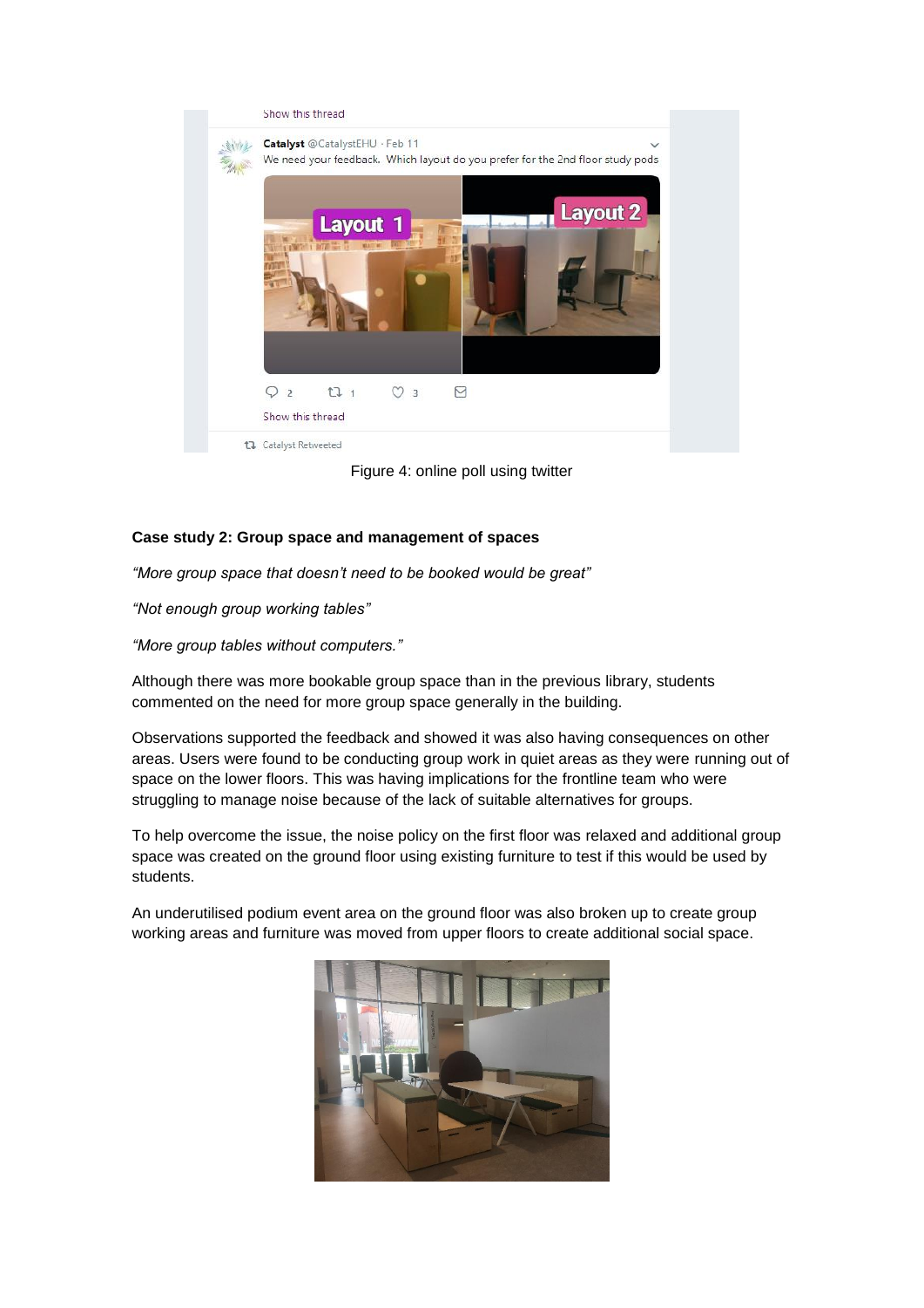Figure 4: online poll using twitter

**Case study 2: Group space and management of spaces**

*"More group space that doesn't need to be booked would be great"*

*"Not enough group working tables"*

*"More group tables without computers."*

Although there was more bookable group space than in the previous library, students commented on the need for more group space generally in the building.

Observations supported the feedback and showed it was also having consequences on other areas. Users were found to be conducting group work in quiet areas as they were running out of space on the lower floors. This was having implications for the frontline team who were struggling to manage noise because of the lack of suitable alternatives for groups.

To help overcome the issue, the noise policy on the first floor was relaxed and additional group space was created on the ground floor using existing furniture to test if this would be used by students.

An underutilised podium event area on the ground floor was also broken up to create group working areas and furniture was moved from upper floors to create additional social space.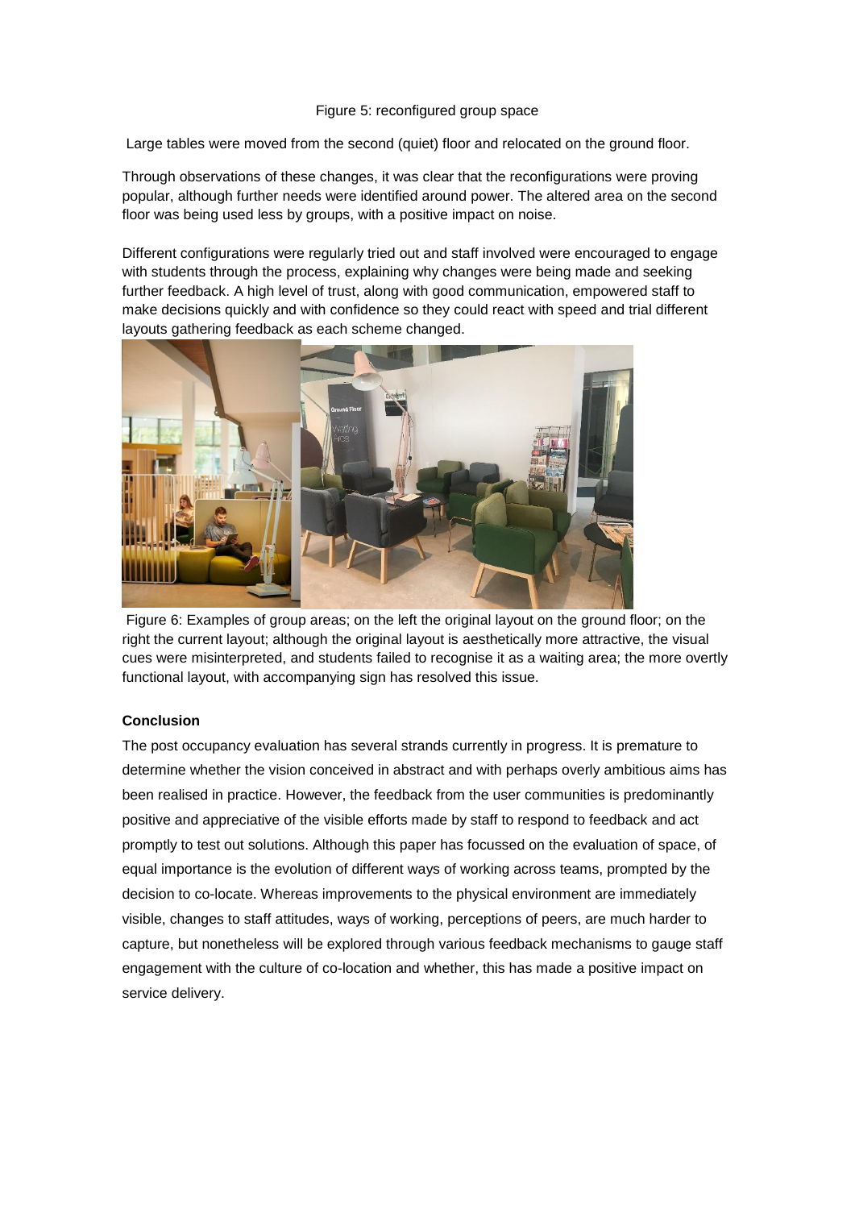Figure 5: reconfigured group space

Large tables were moved from the second (quiet) floor and relocated on the ground floor.

Through observations of these changes, it was clear that the reconfigurations were proving popular, although further needs were identified around power. The altered area on the second floor was being used less by groups, with a positive impact on noise.

Different configurations were regularly tried out and staff involved were encouraged to engage with students through the process, explaining why changes were being made and seeking further feedback. A high level of trust, along with good communication, empowered staff to make decisions quickly and with confidence so they could react with speed and trial different layouts gathering feedback as each scheme changed.

Figure 6: Examples of group areas; on the left the original layout on the ground floor; on the right the current layout; although the original layout is aesthetically more attractive, the visual cues were misinterpreted, and students failed to recognise it as a waiting area; the more overtly functional layout, with accompanying sign has resolved this issue.

**Conclusion**

The post occupancy evaluation has several strands currently in progress. It is premature to determine whether the vision conceived in abstract and with perhaps overly ambitious aims has been realised in practice. However, the feedback from the user communities is predominantly positive and appreciative of the visible efforts made by staff to respond to feedback and act promptly to test out solutions. Although this paper has focussed on the evaluation of space, of equal importance is the evolution of different ways of working across teams, prompted by the decision to co-locate. Whereas improvements to the physical environment are immediately visible, changes to staff attitudes, ways of working, perceptions of peers, are much harder to capture, but nonetheless will be explored through various feedback mechanisms to gauge staff engagement with the culture of co-location and whether, this has made a positive impact on service delivery.